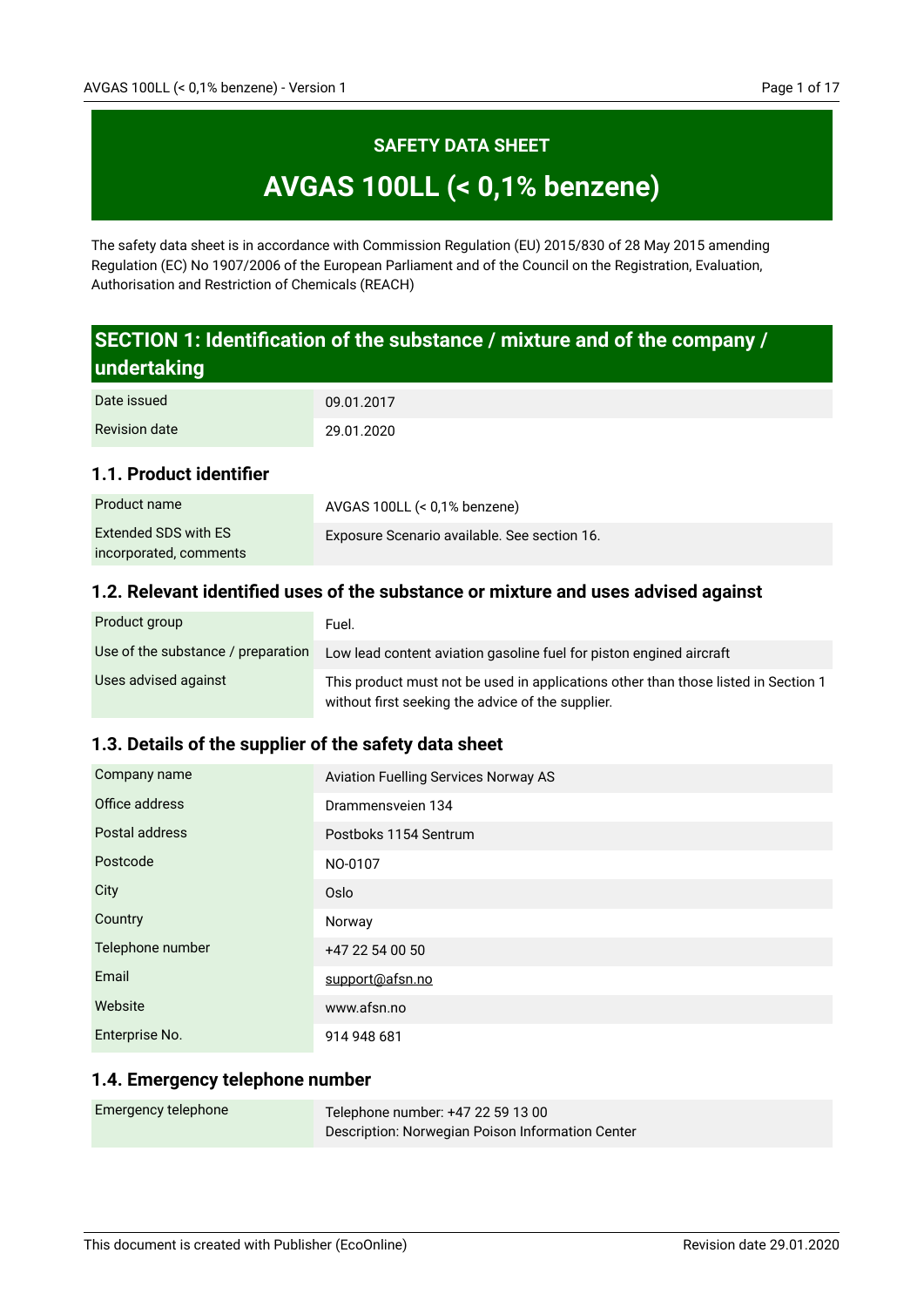# SAFETY DATA SHEET

# AVGAS 100LL (< 0,1% benzene)

The safety data sheet is in accordance with Commission Regulation (EU) 2015/830 of 28 May 2015 amending Regulation (EC) No 1907/2006 of the European Parliament and of the Council on the Registration, Evaluation, Authorisation and Restriction of Chemicals (REACH)

## SECTION 1: Identification of the substance / mixture and of the company / undertaking

| | |
|---|---|
| Date issued | 09.01.2017 |
| Revision date | 29.01.2020 |

### 1.1. Product identifier

| | |
|---|---|
| Product name | AVGAS 100LL (< 0,1% benzene) |
| Extended SDS with ES incorporated, comments | Exposure Scenario available. See section 16. |

### 1.2. Relevant identified uses of the substance or mixture and uses advised against

| | |
|---|---|
| Product group | Fuel. |
| Use of the substance / preparation | Low lead content aviation gasoline fuel for piston engined aircraft |
| Uses advised against | This product must not be used in applications other than those listed in Section 1 without first seeking the advice of the supplier. |

### 1.3. Details of the supplier of the safety data sheet

| | |
|---|---|
| Company name | Aviation Fuelling Services Norway AS |
| Office address | Drammensveien 134 |
| Postal address | Postboks 1154 Sentrum |
| Postcode | NO-0107 |
| City | Oslo |
| Country | Norway |
| Telephone number | +47 22 54 00 50 |
| Email | support@afsn.no |
| Website | www.afsn.no |
| Enterprise No. | 914 948 681 |

### 1.4. Emergency telephone number

| | |
|---|---|
| Emergency telephone | Telephone number: +47 22 59 13 00<br>Description: Norwegian Poison Information Center |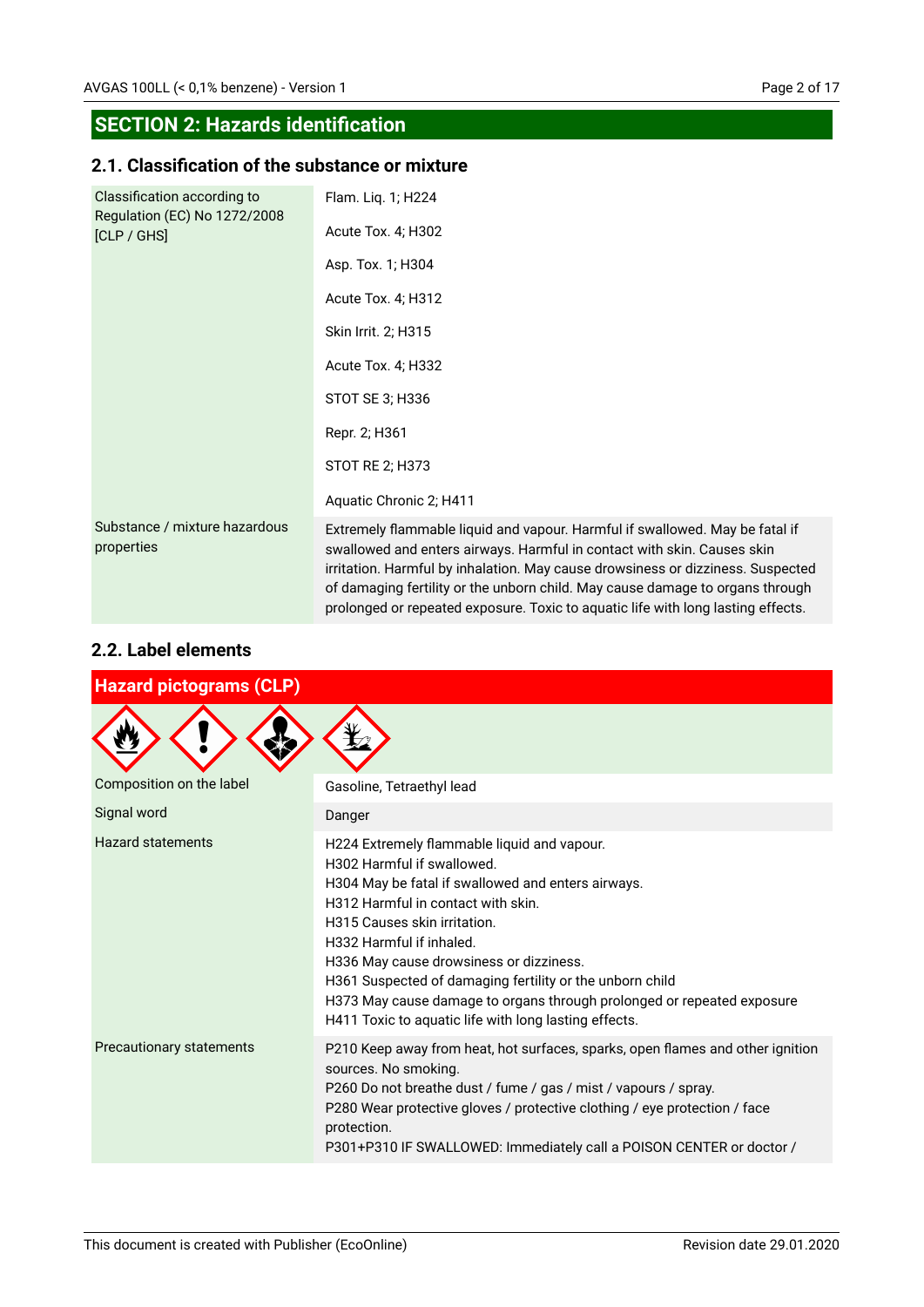## SECTION 2: Hazards identification

### 2.1. Classification of the substance or mixture

| | |
|---|---|
| Classification according to Regulation (EC) No 1272/2008 [CLP / GHS] | Flam. Liq. 1; H224<br>Acute Tox. 4; H302<br>Asp. Tox. 1; H304<br>Acute Tox. 4; H312<br>Skin Irrit. 2; H315<br>Acute Tox. 4; H332<br>STOT SE 3; H336<br>Repr. 2; H361<br>STOT RE 2; H373<br>Aquatic Chronic 2; H411 |
| Substance / mixture hazardous properties | Extremely flammable liquid and vapour. Harmful if swallowed. May be fatal if swallowed and enters airways. Harmful in contact with skin. Causes skin irritation. Harmful by inhalation. May cause drowsiness or dizziness. Suspected of damaging fertility or the unborn child. May cause damage to organs through prolonged or repeated exposure. Toxic to aquatic life with long lasting effects. |

### 2.2. Label elements

**Hazard pictograms (CLP)**

| | |
|---|---|
| Composition on the label | Gasoline, Tetraethyl lead |
| Signal word | Danger |
| Hazard statements | H224 Extremely flammable liquid and vapour.<br>H302 Harmful if swallowed.<br>H304 May be fatal if swallowed and enters airways.<br>H312 Harmful in contact with skin.<br>H315 Causes skin irritation.<br>H332 Harmful if inhaled.<br>H336 May cause drowsiness or dizziness.<br>H361 Suspected of damaging fertility or the unborn child<br>H373 May cause damage to organs through prolonged or repeated exposure<br>H411 Toxic to aquatic life with long lasting effects. |
| Precautionary statements | P210 Keep away from heat, hot surfaces, sparks, open flames and other ignition sources. No smoking.<br>P260 Do not breathe dust / fume / gas / mist / vapours / spray.<br>P280 Wear protective gloves / protective clothing / eye protection / face protection.<br>P301+P310 IF SWALLOWED: Immediately call a POISON CENTER or doctor / |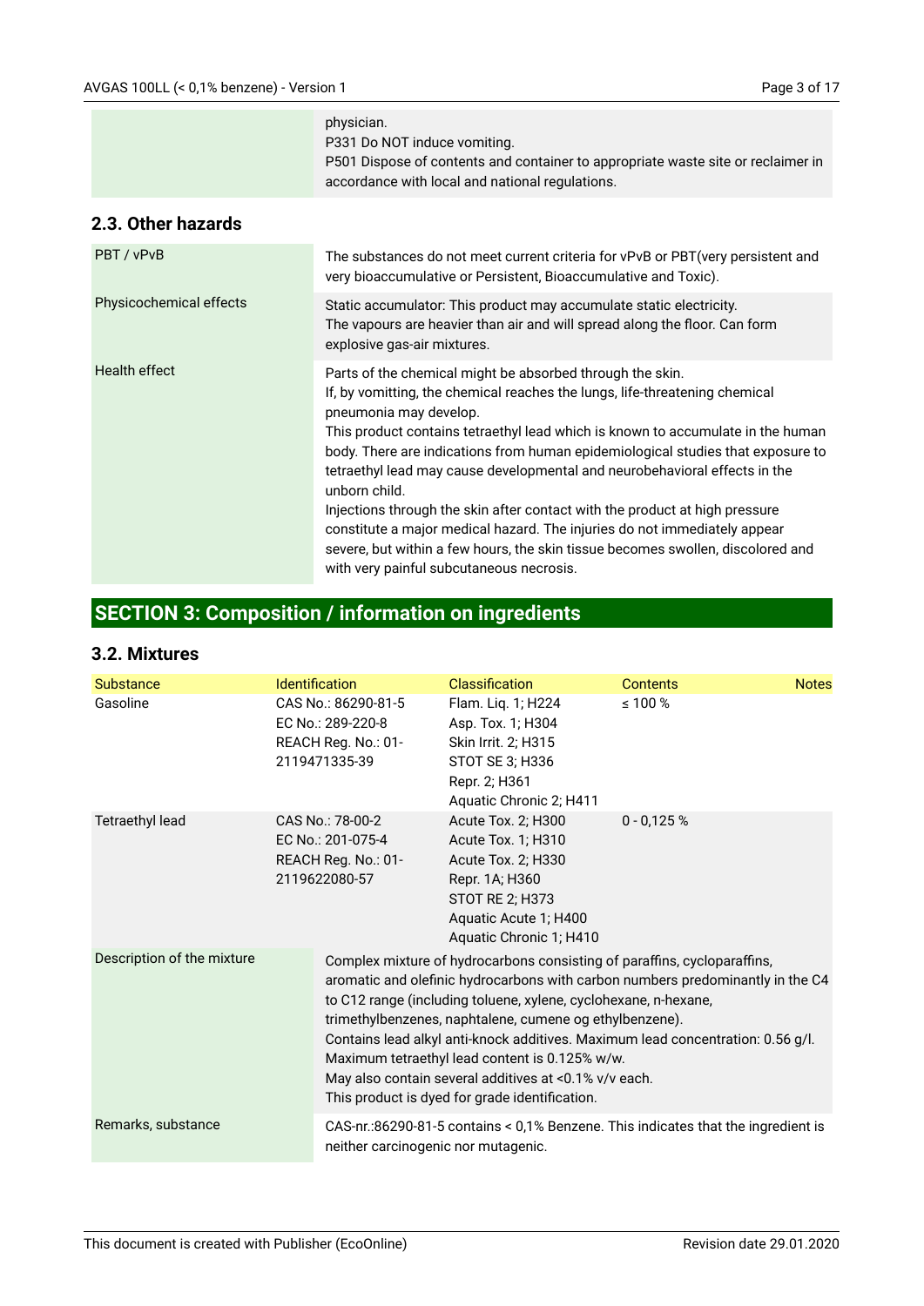| | |
|---|---|
| | physician.<br>P331 Do NOT induce vomiting.<br>P501 Dispose of contents and container to appropriate waste site or reclaimer in accordance with local and national regulations. |

## 2.3. Other hazards

| | |
|---|---|
| PBT / vPvB | The substances do not meet current criteria for vPvB or PBT(very persistent and very bioaccumulative or Persistent, Bioaccumulative and Toxic). |
| Physicochemical effects | Static accumulator: This product may accumulate static electricity.<br>The vapours are heavier than air and will spread along the floor. Can form explosive gas-air mixtures. |
| Health effect | Parts of the chemical might be absorbed through the skin.<br>If, by vomitting, the chemical reaches the lungs, life-threatening chemical pneumonia may develop.<br>This product contains tetraethyl lead which is known to accumulate in the human body. There are indications from human epidemiological studies that exposure to tetraethyl lead may cause developmental and neurobehavioral effects in the unborn child.<br>Injections through the skin after contact with the product at high pressure constitute a major medical hazard. The injuries do not immediately appear severe, but within a few hours, the skin tissue becomes swollen, discolored and with very painful subcutaneous necrosis. |

# SECTION 3: Composition / information on ingredients

## 3.2. Mixtures

| Substance | Identification | Classification | Contents | Notes |
|---|---|---|---|---|
| Gasoline | CAS No.: 86290-81-5<br>EC No.: 289-220-8<br>REACH Reg. No.: 01-2119471335-39 | Flam. Liq. 1; H224<br>Asp. Tox. 1; H304<br>Skin Irrit. 2; H315<br>STOT SE 3; H336<br>Repr. 2; H361<br>Aquatic Chronic 2; H411 | ≤ 100 % | |
| Tetraethyl lead | CAS No.: 78-00-2<br>EC No.: 201-075-4<br>REACH Reg. No.: 01-2119622080-57 | Acute Tox. 2; H300<br>Acute Tox. 1; H310<br>Acute Tox. 2; H330<br>Repr. 1A; H360<br>STOT RE 2; H373<br>Aquatic Acute 1; H400<br>Aquatic Chronic 1; H410 | 0 - 0,125 % | |

| | |
|---|---|
| Description of the mixture | Complex mixture of hydrocarbons consisting of paraffins, cycloparaffins, aromatic and olefinic hydrocarbons with carbon numbers predominantly in the C4 to C12 range (including toluene, xylene, cyclohexane, n-hexane, trimethylbenzenes, naphtalene, cumene og ethylbenzene).<br>Contains lead alkyl anti-knock additives. Maximum lead concentration: 0.56 g/l.<br>Maximum tetraethyl lead content is 0.125% w/w.<br>May also contain several additives at <0.1% v/v each.<br>This product is dyed for grade identification. |
| Remarks, substance | CAS-nr.:86290-81-5 contains < 0,1% Benzene. This indicates that the ingredient is neither carcinogenic nor mutagenic. |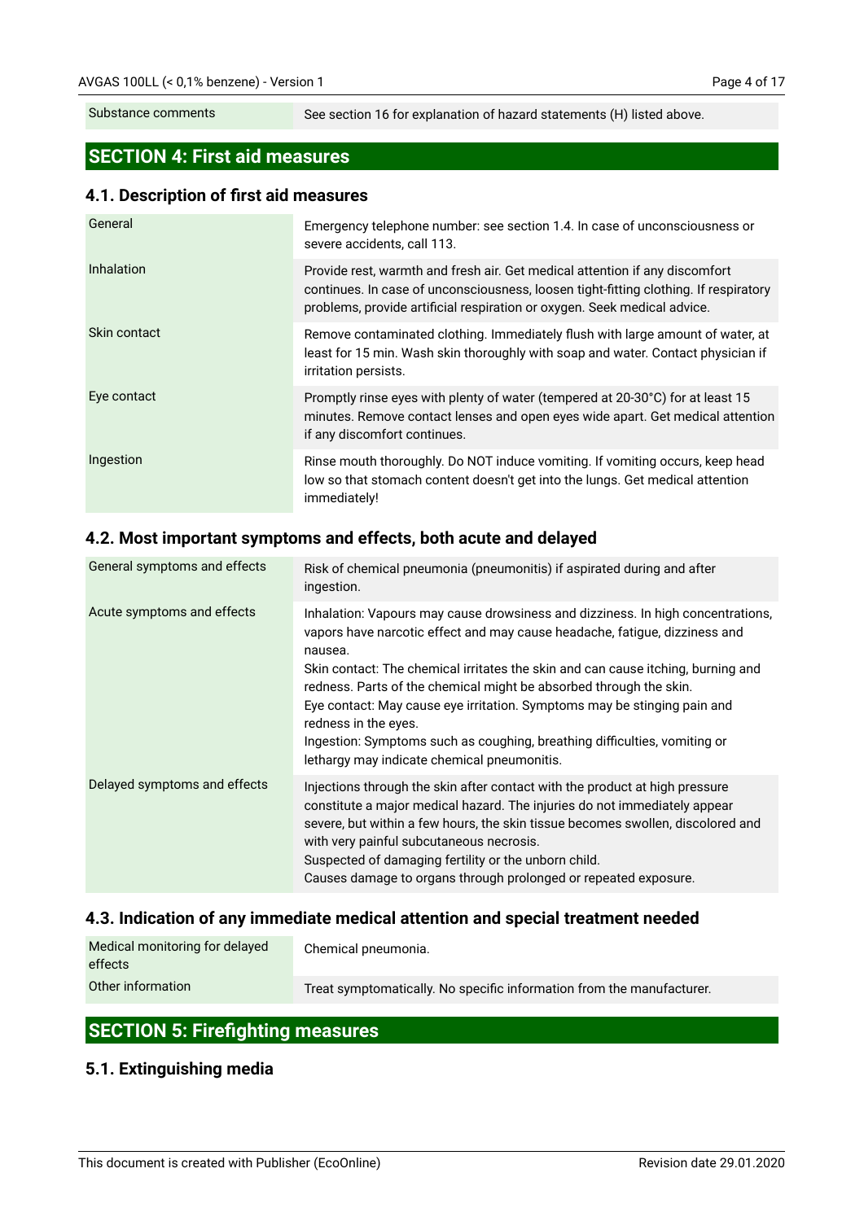| Substance comments | See section 16 for explanation of hazard statements (H) listed above. |
|---|---|

## SECTION 4: First aid measures

### 4.1. Description of first aid measures

| | |
|---|---|
| General | Emergency telephone number: see section 1.4. In case of unconsciousness or severe accidents, call 113. |
| Inhalation | Provide rest, warmth and fresh air. Get medical attention if any discomfort continues. In case of unconsciousness, loosen tight-fitting clothing. If respiratory problems, provide artificial respiration or oxygen. Seek medical advice. |
| Skin contact | Remove contaminated clothing. Immediately flush with large amount of water, at least for 15 min. Wash skin thoroughly with soap and water. Contact physician if irritation persists. |
| Eye contact | Promptly rinse eyes with plenty of water (tempered at 20-30°C) for at least 15 minutes. Remove contact lenses and open eyes wide apart. Get medical attention if any discomfort continues. |
| Ingestion | Rinse mouth thoroughly. Do NOT induce vomiting. If vomiting occurs, keep head low so that stomach content doesn't get into the lungs. Get medical attention immediately! |

### 4.2. Most important symptoms and effects, both acute and delayed

| | |
|---|---|
| General symptoms and effects | Risk of chemical pneumonia (pneumonitis) if aspirated during and after ingestion. |
| Acute symptoms and effects | Inhalation: Vapours may cause drowsiness and dizziness. In high concentrations, vapors have narcotic effect and may cause headache, fatigue, dizziness and nausea.<br>Skin contact: The chemical irritates the skin and can cause itching, burning and redness. Parts of the chemical might be absorbed through the skin.<br>Eye contact: May cause eye irritation. Symptoms may be stinging pain and redness in the eyes.<br>Ingestion: Symptoms such as coughing, breathing difficulties, vomiting or lethargy may indicate chemical pneumonitis. |
| Delayed symptoms and effects | Injections through the skin after contact with the product at high pressure constitute a major medical hazard. The injuries do not immediately appear severe, but within a few hours, the skin tissue becomes swollen, discolored and with very painful subcutaneous necrosis.<br>Suspected of damaging fertility or the unborn child.<br>Causes damage to organs through prolonged or repeated exposure. |

### 4.3. Indication of any immediate medical attention and special treatment needed

| | |
|---|---|
| Medical monitoring for delayed effects | Chemical pneumonia. |
| Other information | Treat symptomatically. No specific information from the manufacturer. |

## SECTION 5: Firefighting measures

### 5.1. Extinguishing media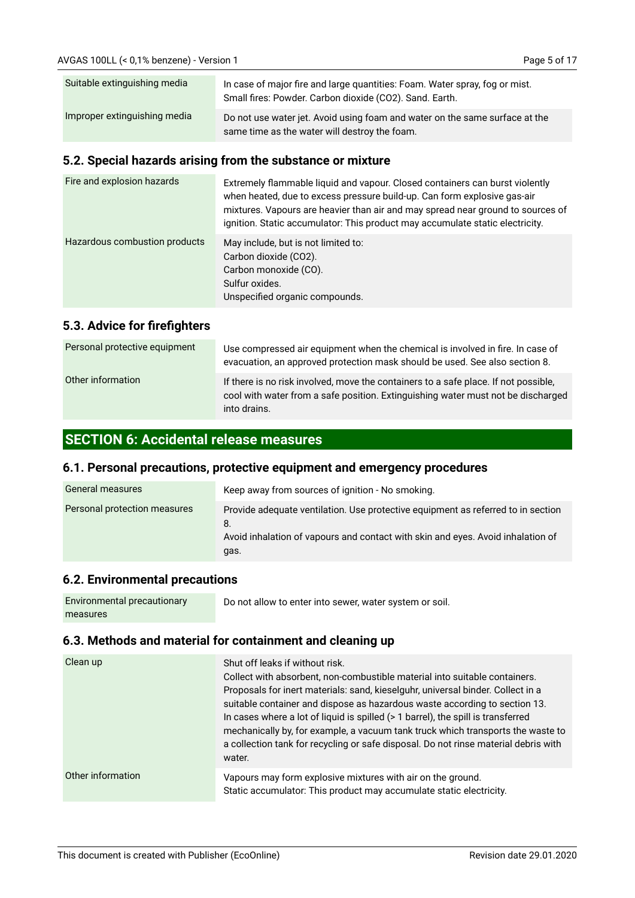| | |
|---|---|
| Suitable extinguishing media | In case of major fire and large quantities: Foam. Water spray, fog or mist.<br>Small fires: Powder. Carbon dioxide ($CO_2$). Sand. Earth. |
| Improper extinguishing media | Do not use water jet. Avoid using foam and water on the same surface at the same time as the water will destroy the foam. |

### 5.2. Special hazards arising from the substance or mixture

| | |
|---|---|
| Fire and explosion hazards | Extremely flammable liquid and vapour. Closed containers can burst violently when heated, due to excess pressure build-up. Can form explosive gas-air mixtures. Vapours are heavier than air and may spread near ground to sources of ignition. Static accumulator: This product may accumulate static electricity. |
| Hazardous combustion products | May include, but is not limited to:<br>Carbon dioxide ($CO_2$).<br>Carbon monoxide (CO).<br>Sulfur oxides.<br>Unspecified organic compounds. |

### 5.3. Advice for firefighters

| | |
|---|---|
| Personal protective equipment | Use compressed air equipment when the chemical is involved in fire. In case of evacuation, an approved protection mask should be used. See also section 8. |
| Other information | If there is no risk involved, move the containers to a safe place. If not possible, cool with water from a safe position. Extinguishing water must not be discharged into drains. |

## SECTION 6: Accidental release measures

### 6.1. Personal precautions, protective equipment and emergency procedures

| | |
|---|---|
| General measures | Keep away from sources of ignition - No smoking. |
| Personal protection measures | Provide adequate ventilation. Use protective equipment as referred to in section 8.<br>Avoid inhalation of vapours and contact with skin and eyes. Avoid inhalation of gas. |

### 6.2. Environmental precautions

| | |
|---|---|
| Environmental precautionary measures | Do not allow to enter into sewer, water system or soil. |

### 6.3. Methods and material for containment and cleaning up

| | |
|---|---|
| Clean up | Shut off leaks if without risk.<br>Collect with absorbent, non-combustible material into suitable containers.<br>Proposals for inert materials: sand, kieselguhr, universal binder. Collect in a suitable container and dispose as hazardous waste according to section 13.<br>In cases where a lot of liquid is spilled (> 1 barrel), the spill is transferred mechanically by, for example, a vacuum tank truck which transports the waste to a collection tank for recycling or safe disposal. Do not rinse material debris with water. |
| Other information | Vapours may form explosive mixtures with air on the ground.<br>Static accumulator: This product may accumulate static electricity. |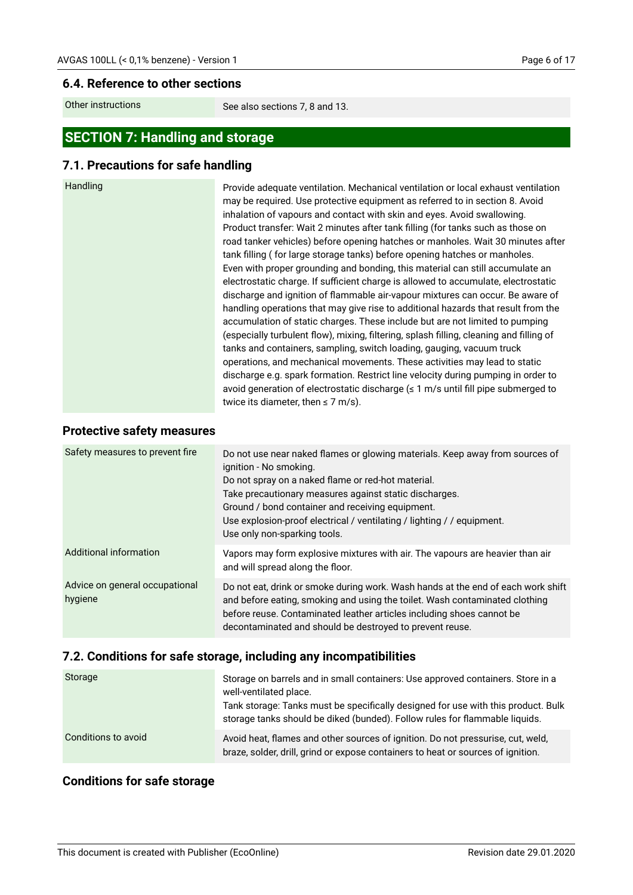### 6.4. Reference to other sections

| | |
|---|---|
| Other instructions | See also sections 7, 8 and 13. |

## SECTION 7: Handling and storage

### 7.1. Precautions for safe handling

| | |
|---|---|
| Handling | Provide adequate ventilation. Mechanical ventilation or local exhaust ventilation may be required. Use protective equipment as referred to in section 8. Avoid inhalation of vapours and contact with skin and eyes. Avoid swallowing.<br>Product transfer: Wait 2 minutes after tank filling (for tanks such as those on road tanker vehicles) before opening hatches or manholes. Wait 30 minutes after tank filling ( for large storage tanks) before opening hatches or manholes.<br>Even with proper grounding and bonding, this material can still accumulate an electrostatic charge. If sufficient charge is allowed to accumulate, electrostatic discharge and ignition of flammable air-vapour mixtures can occur. Be aware of handling operations that may give rise to additional hazards that result from the accumulation of static charges. These include but are not limited to pumping (especially turbulent flow), mixing, filtering, splash filling, cleaning and filling of tanks and containers, sampling, switch loading, gauging, vacuum truck operations, and mechanical movements. These activities may lead to static discharge e.g. spark formation. Restrict line velocity during pumping in order to avoid generation of electrostatic discharge (≤ 1 m/s until fill pipe submerged to twice its diameter, then ≤ 7 m/s). |

### Protective safety measures

| | |
|---|---|
| Safety measures to prevent fire | Do not use near naked flames or glowing materials. Keep away from sources of ignition - No smoking.<br>Do not spray on a naked flame or red-hot material.<br>Take precautionary measures against static discharges.<br>Ground / bond container and receiving equipment.<br>Use explosion-proof electrical / ventilating / lighting / / equipment.<br>Use only non-sparking tools. |
| Additional information | Vapors may form explosive mixtures with air. The vapours are heavier than air and will spread along the floor. |
| Advice on general occupational hygiene | Do not eat, drink or smoke during work. Wash hands at the end of each work shift and before eating, smoking and using the toilet. Wash contaminated clothing before reuse. Contaminated leather articles including shoes cannot be decontaminated and should be destroyed to prevent reuse. |

### 7.2. Conditions for safe storage, including any incompatibilities

| | |
|---|---|
| Storage | Storage on barrels and in small containers: Use approved containers. Store in a well-ventilated place.<br>Tank storage: Tanks must be specifically designed for use with this product. Bulk storage tanks should be diked (bunded). Follow rules for flammable liquids. |
| Conditions to avoid | Avoid heat, flames and other sources of ignition. Do not pressurise, cut, weld, braze, solder, drill, grind or expose containers to heat or sources of ignition. |

### Conditions for safe storage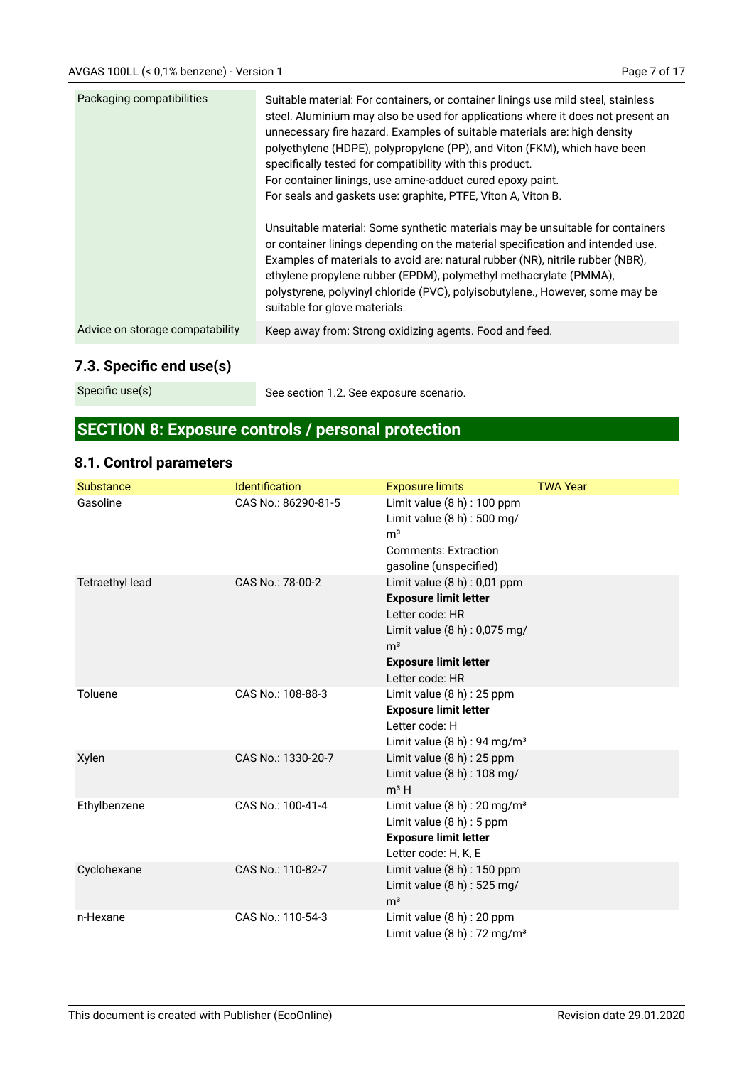| | |
|---|---|
| Packaging compatibilities | Suitable material: For containers, or container linings use mild steel, stainless steel. Aluminium may also be used for applications where it does not present an unnecessary fire hazard. Examples of suitable materials are: high density polyethylene (HDPE), polypropylene (PP), and Viton (FKM), which have been specifically tested for compatibility with this product.<br>For container linings, use amine-adduct cured epoxy paint.<br>For seals and gaskets use: graphite, PTFE, Viton A, Viton B.<br><br>Unsuitable material: Some synthetic materials may be unsuitable for containers or container linings depending on the material specification and intended use. Examples of materials to avoid are: natural rubber (NR), nitrile rubber (NBR), ethylene propylene rubber (EPDM), polymethyl methacrylate (PMMA), polystyrene, polyvinyl chloride (PVC), polyisobutylene., However, some may be suitable for glove materials. |
| Advice on storage compatability | Keep away from: Strong oxidizing agents. Food and feed. |

## 7.3. Specific end use(s)

| | |
|---|---|
| Specific use(s) | See section 1.2. See exposure scenario. |

# SECTION 8: Exposure controls / personal protection

## 8.1. Control parameters

| Substance | Identification | Exposure limits | TWA Year |
|---|---|---|---|
| Gasoline | CAS No.: 86290-81-5 | Limit value (8 h) : 100 ppm<br>Limit value (8 h) : 500 mg/m³<br>Comments: Extraction gasoline (unspecified) | |
| Tetraethyl lead | CAS No.: 78-00-2 | Limit value (8 h) : 0,01 ppm<br>**Exposure limit letter**<br>Letter code: HR<br>Limit value (8 h) : 0,075 mg/m³<br>**Exposure limit letter**<br>Letter code: HR | |
| Toluene | CAS No.: 108-88-3 | Limit value (8 h) : 25 ppm<br>**Exposure limit letter**<br>Letter code: H<br>Limit value (8 h) : 94 mg/m³ | |
| Xylen | CAS No.: 1330-20-7 | Limit value (8 h) : 25 ppm<br>Limit value (8 h) : 108 mg/m³ H | |
| Ethylbenzene | CAS No.: 100-41-4 | Limit value (8 h) : 20 mg/m³<br>Limit value (8 h) : 5 ppm<br>**Exposure limit letter**<br>Letter code: H, K, E | |
| Cyclohexane | CAS No.: 110-82-7 | Limit value (8 h) : 150 ppm<br>Limit value (8 h) : 525 mg/m³ | |
| n-Hexane | CAS No.: 110-54-3 | Limit value (8 h) : 20 ppm<br>Limit value (8 h) : 72 mg/m³ | |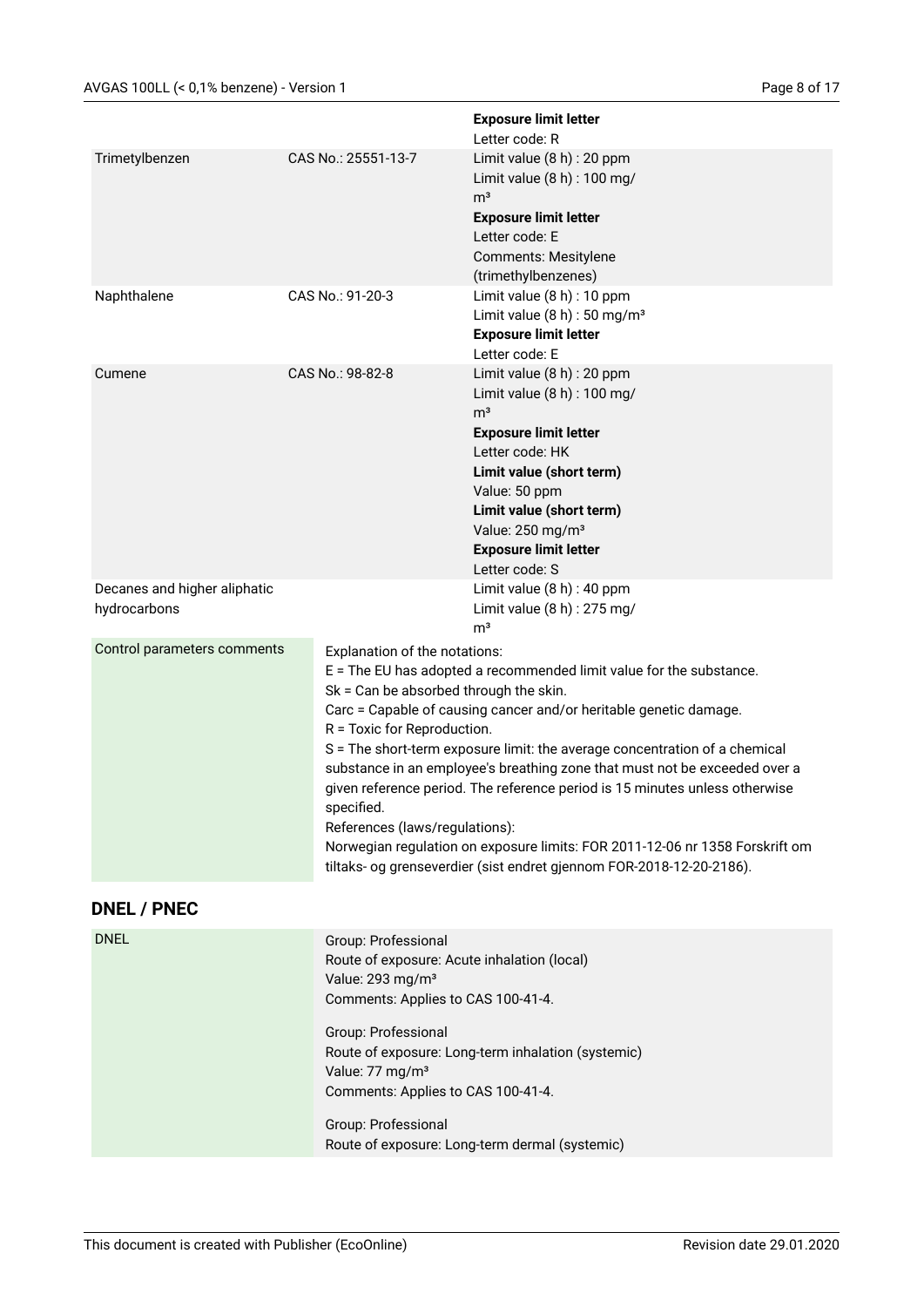| | | |
|---|---|---|
| | | **Exposure limit letter**<br>Letter code: R |
| Trimetylbenzen | CAS No.: 25551-13-7 | Limit value (8 h) : 20 ppm<br>Limit value (8 h) : 100 mg/m³<br>**Exposure limit letter**<br>Letter code: E<br>Comments: Mesitylene (trimethylbenzenes) |
| Naphthalene | CAS No.: 91-20-3 | Limit value (8 h) : 10 ppm<br>Limit value (8 h) : 50 mg/m³<br>**Exposure limit letter**<br>Letter code: E |
| Cumene | CAS No.: 98-82-8 | Limit value (8 h) : 20 ppm<br>Limit value (8 h) : 100 mg/m³<br>**Exposure limit letter**<br>Letter code: HK<br>**Limit value (short term)**<br>Value: 50 ppm<br>**Limit value (short term)**<br>Value: 250 mg/m³<br>**Exposure limit letter**<br>Letter code: S |
| Decanes and higher aliphatic hydrocarbons | | Limit value (8 h) : 40 ppm<br>Limit value (8 h) : 275 mg/m³ |

| | |
|---|---|
| Control parameters comments | Explanation of the notations:<br>E = The EU has adopted a recommended limit value for the substance.<br>Sk = Can be absorbed through the skin.<br>Carc = Capable of causing cancer and/or heritable genetic damage.<br>R = Toxic for Reproduction.<br>S = The short-term exposure limit: the average concentration of a chemical substance in an employee's breathing zone that must not be exceeded over a given reference period. The reference period is 15 minutes unless otherwise specified.<br>References (laws/regulations):<br>Norwegian regulation on exposure limits: FOR 2011-12-06 nr 1358 Forskrift om tiltaks- og grenseverdier (sist endret gjennom FOR-2018-12-20-2186). |

## DNEL / PNEC

| | |
|---|---|
| DNEL | Group: Professional<br>Route of exposure: Acute inhalation (local)<br>Value: 293 mg/m³<br>Comments: Applies to CAS 100-41-4.<br><br>Group: Professional<br>Route of exposure: Long-term inhalation (systemic)<br>Value: 77 mg/m³<br>Comments: Applies to CAS 100-41-4.<br><br>Group: Professional<br>Route of exposure: Long-term dermal (systemic) |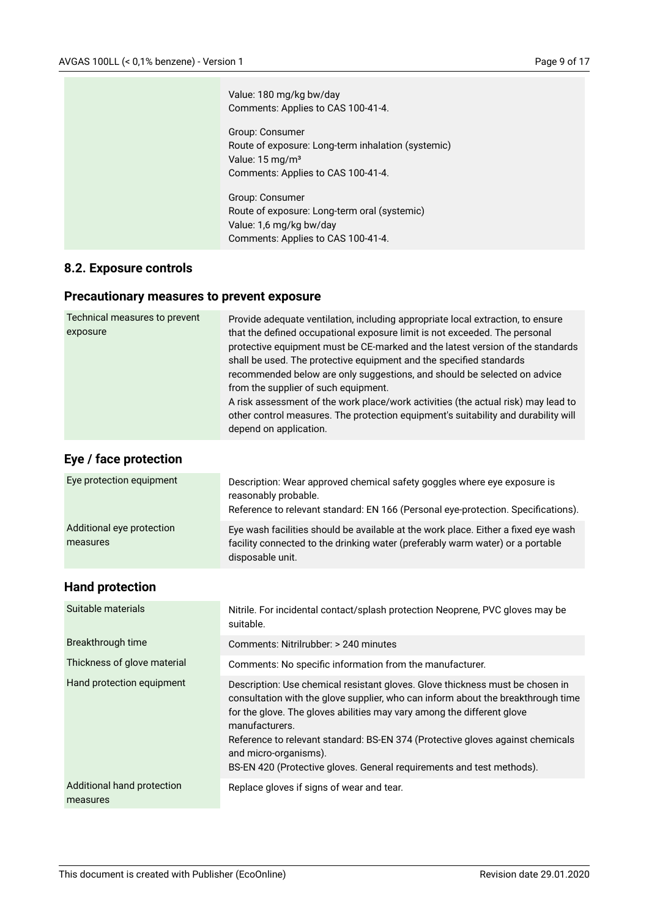| | |
|---|---|
| | Value: 180 mg/kg bw/day<br>Comments: Applies to CAS 100-41-4.<br><br>Group: Consumer<br>Route of exposure: Long-term inhalation (systemic)<br>Value: 15 mg/m³<br>Comments: Applies to CAS 100-41-4.<br><br>Group: Consumer<br>Route of exposure: Long-term oral (systemic)<br>Value: 1,6 mg/kg bw/day<br>Comments: Applies to CAS 100-41-4. |

## 8.2. Exposure controls

### Precautionary measures to prevent exposure

| | |
|---|---|
| Technical measures to prevent exposure | Provide adequate ventilation, including appropriate local extraction, to ensure that the defined occupational exposure limit is not exceeded. The personal protective equipment must be CE-marked and the latest version of the standards shall be used. The protective equipment and the specified standards recommended below are only suggestions, and should be selected on advice from the supplier of such equipment.<br>A risk assessment of the work place/work activities (the actual risk) may lead to other control measures. The protection equipment's suitability and durability will depend on application. |

### Eye / face protection

| | |
|---|---|
| Eye protection equipment | Description: Wear approved chemical safety goggles where eye exposure is reasonably probable.<br>Reference to relevant standard: EN 166 (Personal eye-protection. Specifications). |
| Additional eye protection measures | Eye wash facilities should be available at the work place. Either a fixed eye wash facility connected to the drinking water (preferably warm water) or a portable disposable unit. |

### Hand protection

| | |
|---|---|
| Suitable materials | Nitrile. For incidental contact/splash protection Neoprene, PVC gloves may be suitable. |
| Breakthrough time | Comments: Nitrilrubber: > 240 minutes |
| Thickness of glove material | Comments: No specific information from the manufacturer. |
| Hand protection equipment | Description: Use chemical resistant gloves. Glove thickness must be chosen in consultation with the glove supplier, who can inform about the breakthrough time for the glove. The gloves abilities may vary among the different glove manufacturers.<br>Reference to relevant standard: BS-EN 374 (Protective gloves against chemicals and micro-organisms).<br>BS-EN 420 (Protective gloves. General requirements and test methods). |
| Additional hand protection measures | Replace gloves if signs of wear and tear. |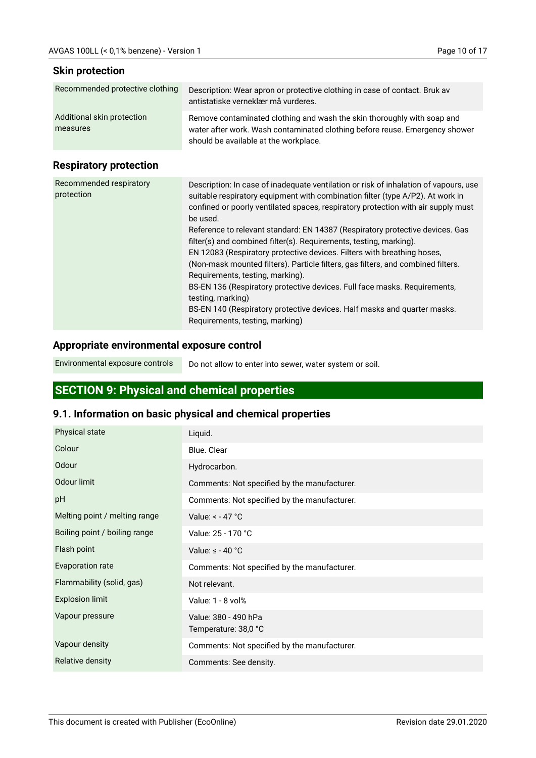### Skin protection

| | |
|---|---|
| Recommended protective clothing | Description: Wear apron or protective clothing in case of contact. Bruk av antistatiske verneklær må vurderes. |
| Additional skin protection measures | Remove contaminated clothing and wash the skin thoroughly with soap and water after work. Wash contaminated clothing before reuse. Emergency shower should be available at the workplace. |

### Respiratory protection

| | |
|---|---|
| Recommended respiratory protection | Description: In case of inadequate ventilation or risk of inhalation of vapours, use suitable respiratory equipment with combination filter (type A/P2). At work in confined or poorly ventilated spaces, respiratory protection with air supply must be used.<br>Reference to relevant standard: EN 14387 (Respiratory protective devices. Gas filter(s) and combined filter(s). Requirements, testing, marking).<br>EN 12083 (Respiratory protective devices. Filters with breathing hoses, (Non-mask mounted filters). Particle filters, gas filters, and combined filters. Requirements, testing, marking).<br>BS-EN 136 (Respiratory protective devices. Full face masks. Requirements, testing, marking)<br>BS-EN 140 (Respiratory protective devices. Half masks and quarter masks. Requirements, testing, marking) |

### Appropriate environmental exposure control

| | |
|---|---|
| Environmental exposure controls | Do not allow to enter into sewer, water system or soil. |

## SECTION 9: Physical and chemical properties

### 9.1. Information on basic physical and chemical properties

| | |
|---|---|
| Physical state | Liquid. |
| Colour | Blue. Clear |
| Odour | Hydrocarbon. |
| Odour limit | Comments: Not specified by the manufacturer. |
| pH | Comments: Not specified by the manufacturer. |
| Melting point / melting range | Value: < - 47 °C |
| Boiling point / boiling range | Value: 25 - 170 °C |
| Flash point | Value: ≤ - 40 °C |
| Evaporation rate | Comments: Not specified by the manufacturer. |
| Flammability (solid, gas) | Not relevant. |
| Explosion limit | Value: 1 - 8 vol% |
| Vapour pressure | Value: 380 - 490 hPa<br>Temperature: 38,0 °C |
| Vapour density | Comments: Not specified by the manufacturer. |
| Relative density | Comments: See density. |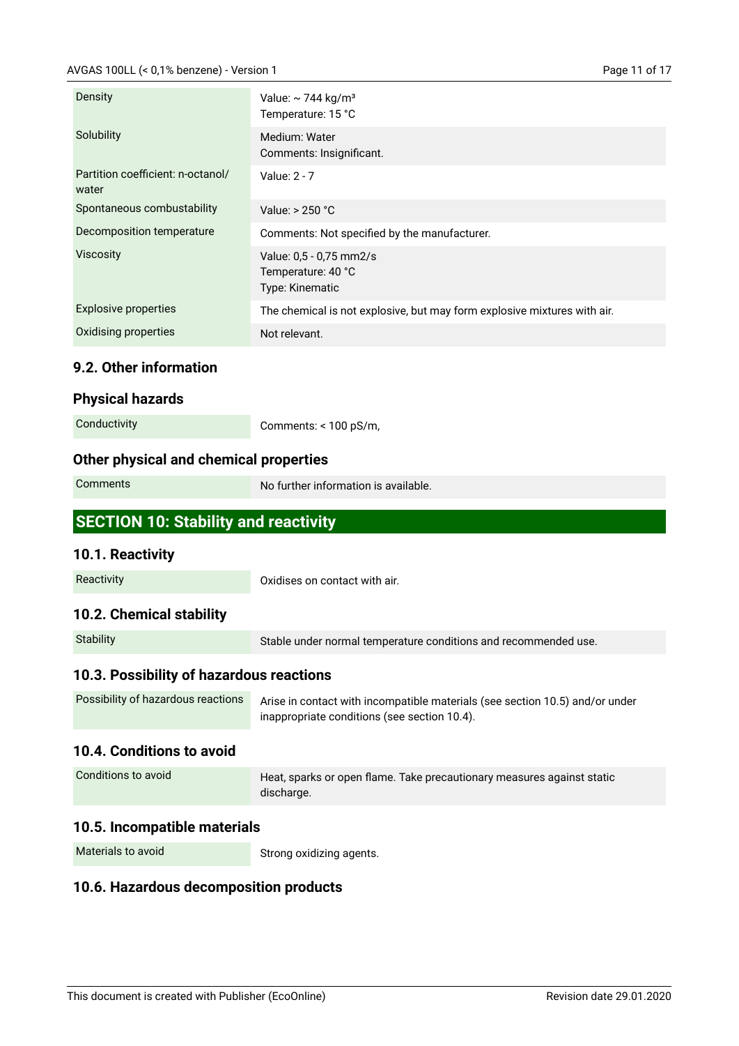| | |
|---|---|
| Density | Value: ~ 744 kg/m³<br>Temperature: 15 °C |
| Solubility | Medium: Water<br>Comments: Insignificant. |
| Partition coefficient: n-octanol/ water | Value: 2 - 7 |
| Spontaneous combustability | Value: > 250 °C |
| Decomposition temperature | Comments: Not specified by the manufacturer. |
| Viscosity | Value: 0,5 - 0,75 mm2/s<br>Temperature: 40 °C<br>Type: Kinematic |
| Explosive properties | The chemical is not explosive, but may form explosive mixtures with air. |
| Oxidising properties | Not relevant. |

### 9.2. Other information

### Physical hazards

| | |
|---|---|
| Conductivity | Comments: < 100 pS/m, |

### Other physical and chemical properties

| | |
|---|---|
| Comments | No further information is available. |

## SECTION 10: Stability and reactivity

### 10.1. Reactivity

| | |
|---|---|
| Reactivity | Oxidises on contact with air. |

### 10.2. Chemical stability

| | |
|---|---|
| Stability | Stable under normal temperature conditions and recommended use. |

### 10.3. Possibility of hazardous reactions

| | |
|---|---|
| Possibility of hazardous reactions | Arise in contact with incompatible materials (see section 10.5) and/or under inappropriate conditions (see section 10.4). |

### 10.4. Conditions to avoid

| | |
|---|---|
| Conditions to avoid | Heat, sparks or open flame. Take precautionary measures against static discharge. |

### 10.5. Incompatible materials

| | |
|---|---|
| Materials to avoid | Strong oxidizing agents. |

### 10.6. Hazardous decomposition products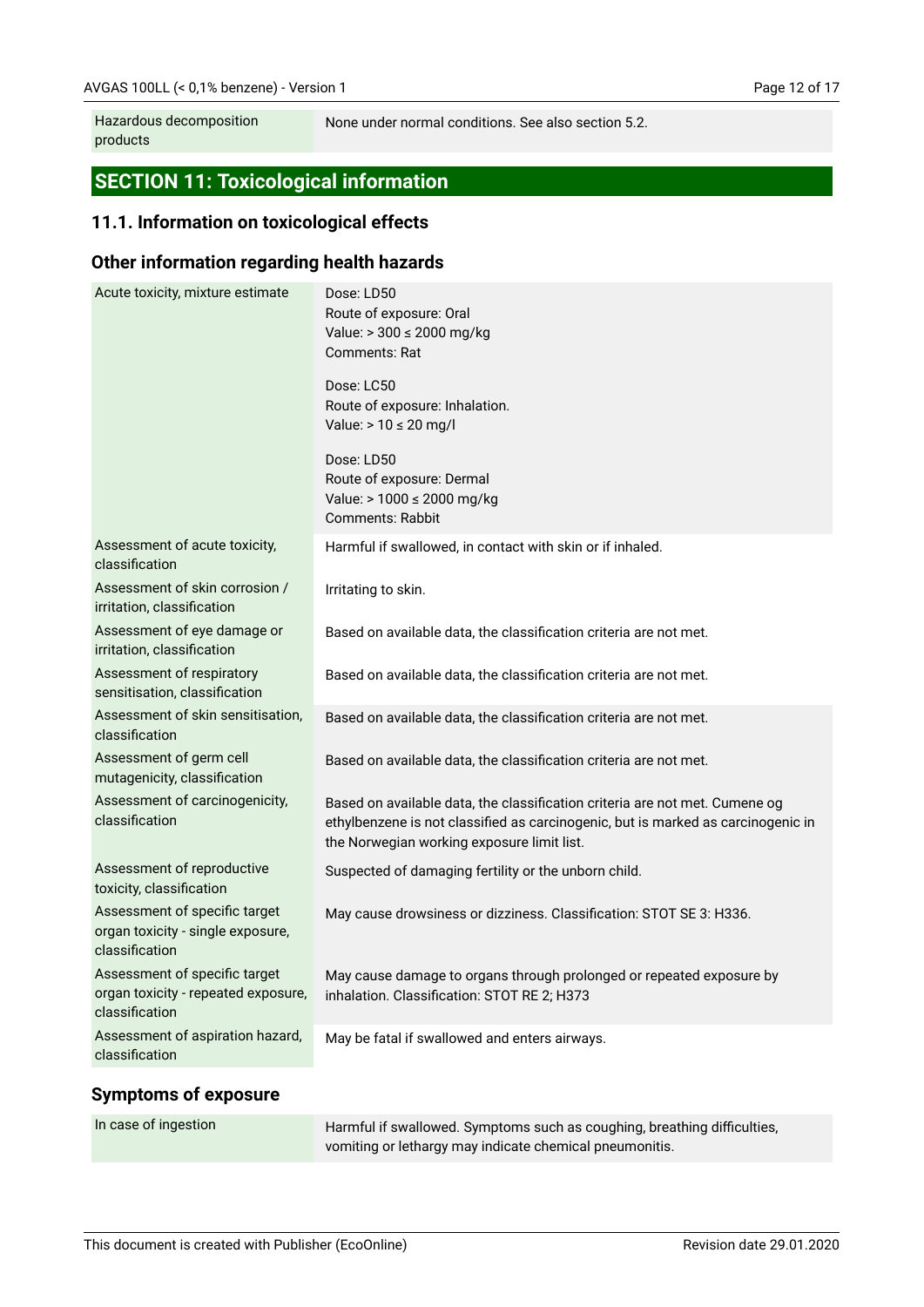| Hazardous decomposition products | None under normal conditions. See also section 5.2. |
|---|---|

## SECTION 11: Toxicological information

### 11.1. Information on toxicological effects

### Other information regarding health hazards

| | |
|---|---|
| Acute toxicity, mixture estimate | Dose: LD50<br>Route of exposure: Oral<br>Value: > 300 ≤ 2000 mg/kg<br>Comments: Rat<br><br>Dose: LC50<br>Route of exposure: Inhalation.<br>Value: > 10 ≤ 20 mg/l<br><br>Dose: LD50<br>Route of exposure: Dermal<br>Value: > 1000 ≤ 2000 mg/kg<br>Comments: Rabbit |
| Assessment of acute toxicity, classification | Harmful if swallowed, in contact with skin or if inhaled. |
| Assessment of skin corrosion / irritation, classification | Irritating to skin. |
| Assessment of eye damage or irritation, classification | Based on available data, the classification criteria are not met. |
| Assessment of respiratory sensitisation, classification | Based on available data, the classification criteria are not met. |
| Assessment of skin sensitisation, classification | Based on available data, the classification criteria are not met. |
| Assessment of germ cell mutagenicity, classification | Based on available data, the classification criteria are not met. |
| Assessment of carcinogenicity, classification | Based on available data, the classification criteria are not met. Cumene og ethylbenzene is not classified as carcinogenic, but is marked as carcinogenic in the Norwegian working exposure limit list. |
| Assessment of reproductive toxicity, classification | Suspected of damaging fertility or the unborn child. |
| Assessment of specific target organ toxicity - single exposure, classification | May cause drowsiness or dizziness. Classification: STOT SE 3: H336. |
| Assessment of specific target organ toxicity - repeated exposure, classification | May cause damage to organs through prolonged or repeated exposure by inhalation. Classification: STOT RE 2; H373 |
| Assessment of aspiration hazard, classification | May be fatal if swallowed and enters airways. |

### Symptoms of exposure

| In case of ingestion | Harmful if swallowed. Symptoms such as coughing, breathing difficulties, vomiting or lethargy may indicate chemical pneumonitis. |
|---|---|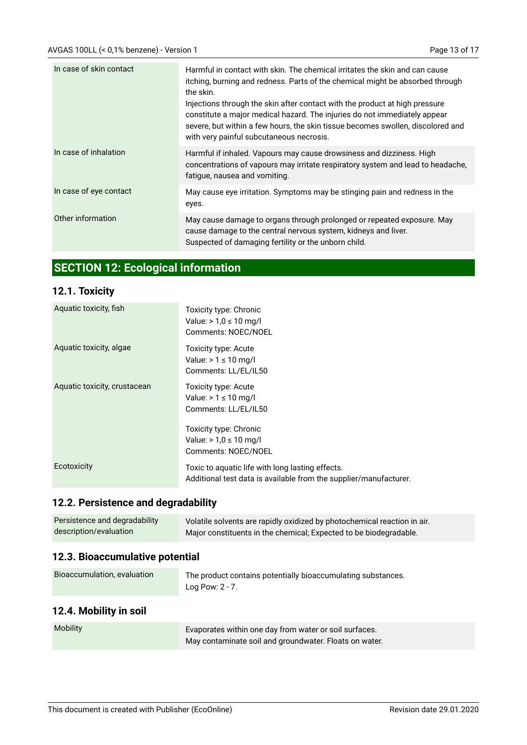| | |
|---|---|
| In case of skin contact | Harmful in contact with skin. The chemical irritates the skin and can cause itching, burning and redness. Parts of the chemical might be absorbed through the skin.<br>Injections through the skin after contact with the product at high pressure constitute a major medical hazard. The injuries do not immediately appear severe, but within a few hours, the skin tissue becomes swollen, discolored and with very painful subcutaneous necrosis. |
| In case of inhalation | Harmful if inhaled. Vapours may cause drowsiness and dizziness. High concentrations of vapours may irritate respiratory system and lead to headache, fatigue, nausea and vomiting. |
| In case of eye contact | May cause eye irritation. Symptoms may be stinging pain and redness in the eyes. |
| Other information | May cause damage to organs through prolonged or repeated exposure. May cause damage to the central nervous system, kidneys and liver.<br>Suspected of damaging fertility or the unborn child. |

## SECTION 12: Ecological information

### 12.1. Toxicity

| | |
|---|---|
| Aquatic toxicity, fish | Toxicity type: Chronic<br>Value: > 1,0 ≤ 10 mg/l<br>Comments: NOEC/NOEL |
| Aquatic toxicity, algae | Toxicity type: Acute<br>Value: > 1 ≤ 10 mg/l<br>Comments: LL/EL/IL50 |
| Aquatic toxicity, crustacean | Toxicity type: Acute<br>Value: > 1 ≤ 10 mg/l<br>Comments: LL/EL/IL50<br><br>Toxicity type: Chronic<br>Value: > 1,0 ≤ 10 mg/l<br>Comments: NOEC/NOEL |
| Ecotoxicity | Toxic to aquatic life with long lasting effects.<br>Additional test data is available from the supplier/manufacturer. |

### 12.2. Persistence and degradability

| | |
|---|---|
| Persistence and degradability description/evaluation | Volatile solvents are rapidly oxidized by photochemical reaction in air.<br>Major constituents in the chemical; Expected to be biodegradable. |

### 12.3. Bioaccumulative potential

| | |
|---|---|
| Bioaccumulation, evaluation | The product contains potentially bioaccumulating substances.<br>Log Pow: 2 - 7. |

### 12.4. Mobility in soil

| | |
|---|---|
| Mobility | Evaporates within one day from water or soil surfaces.<br>May contaminate soil and groundwater. Floats on water. |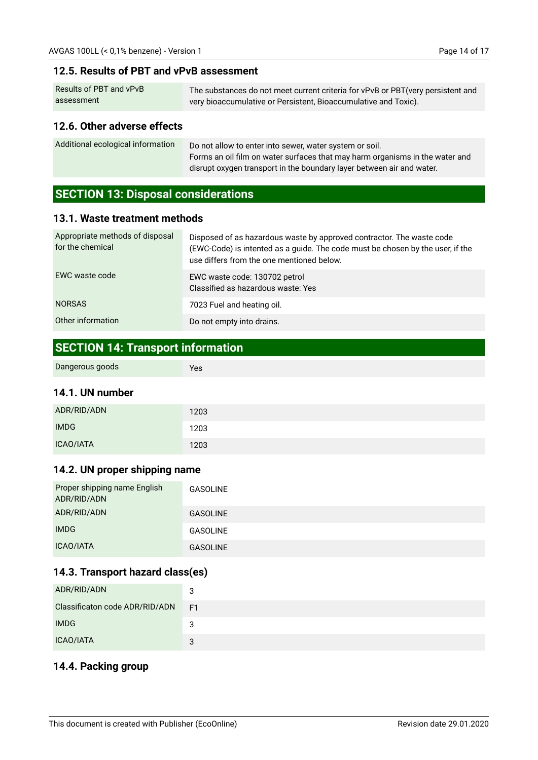### 12.5. Results of PBT and vPvB assessment

| | |
|---|---|
| Results of PBT and vPvB assessment | The substances do not meet current criteria for vPvB or PBT(very persistent and very bioaccumulative or Persistent, Bioaccumulative and Toxic). |

### 12.6. Other adverse effects

| | |
|---|---|
| Additional ecological information | Do not allow to enter into sewer, water system or soil.<br>Forms an oil film on water surfaces that may harm organisms in the water and disrupt oxygen transport in the boundary layer between air and water. |

## SECTION 13: Disposal considerations

### 13.1. Waste treatment methods

| | |
|---|---|
| Appropriate methods of disposal for the chemical | Disposed of as hazardous waste by approved contractor. The waste code (EWC-Code) is intented as a guide. The code must be chosen by the user, if the use differs from the one mentioned below. |
| EWC waste code | EWC waste code: 130702 petrol<br>Classified as hazardous waste: Yes |
| NORSAS | 7023 Fuel and heating oil. |
| Other information | Do not empty into drains. |

## SECTION 14: Transport information

| | |
|---|---|
| Dangerous goods | Yes |

### 14.1. UN number

| | |
|---|---|
| ADR/RID/ADN | 1203 |
| IMDG | 1203 |
| ICAO/IATA | 1203 |

### 14.2. UN proper shipping name

| | |
|---|---|
| Proper shipping name English ADR/RID/ADN | GASOLINE |
| ADR/RID/ADN | GASOLINE |
| IMDG | GASOLINE |
| ICAO/IATA | GASOLINE |

### 14.3. Transport hazard class(es)

| | |
|---|---|
| ADR/RID/ADN | 3 |
| Classificaton code ADR/RID/ADN | F1 |
| IMDG | 3 |
| ICAO/IATA | 3 |

### 14.4. Packing group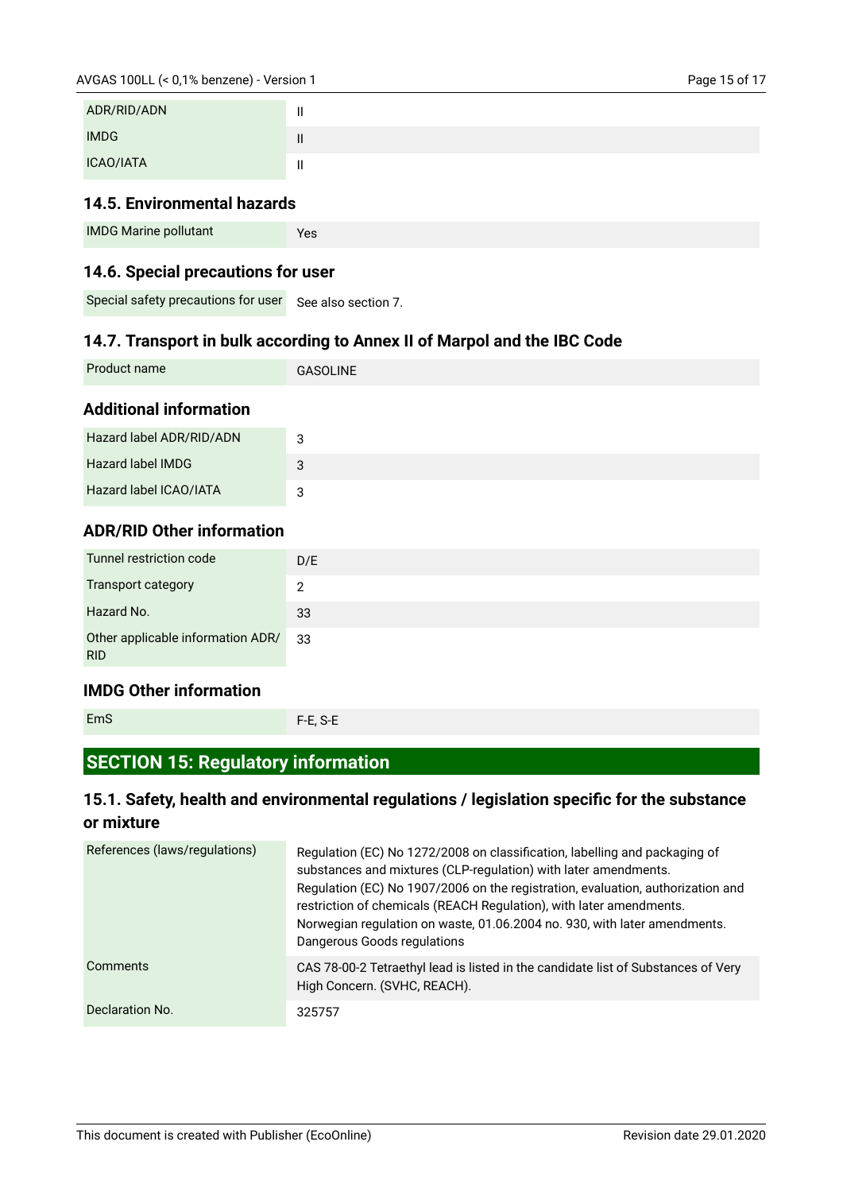| | |
|---|---|
| ADR/RID/ADN | II |
| IMDG | II |
| ICAO/IATA | II |

### 14.5. Environmental hazards

| | |
|---|---|
| IMDG Marine pollutant | Yes |

### 14.6. Special precautions for user

| | |
|---|---|
| Special safety precautions for user | See also section 7. |

### 14.7. Transport in bulk according to Annex II of Marpol and the IBC Code

| | |
|---|---|
| Product name | GASOLINE |

### Additional information

| | |
|---|---|
| Hazard label ADR/RID/ADN | 3 |
| Hazard label IMDG | 3 |
| Hazard label ICAO/IATA | 3 |

### ADR/RID Other information

| | |
|---|---|
| Tunnel restriction code | D/E |
| Transport category | 2 |
| Hazard No. | 33 |
| Other applicable information ADR/ RID | 33 |

### IMDG Other information

| | |
|---|---|
| EmS | F-E, S-E |

## SECTION 15: Regulatory information

### 15.1. Safety, health and environmental regulations / legislation specific for the substance or mixture

| | |
|---|---|
| References (laws/regulations) | Regulation (EC) No 1272/2008 on classification, labelling and packaging of substances and mixtures (CLP-regulation) with later amendments. Regulation (EC) No 1907/2006 on the registration, evaluation, authorization and restriction of chemicals (REACH Regulation), with later amendments. Norwegian regulation on waste, 01.06.2004 no. 930, with later amendments. Dangerous Goods regulations |
| Comments | CAS 78-00-2 Tetraethyl lead is listed in the candidate list of Substances of Very High Concern. (SVHC, REACH). |
| Declaration No. | 325757 |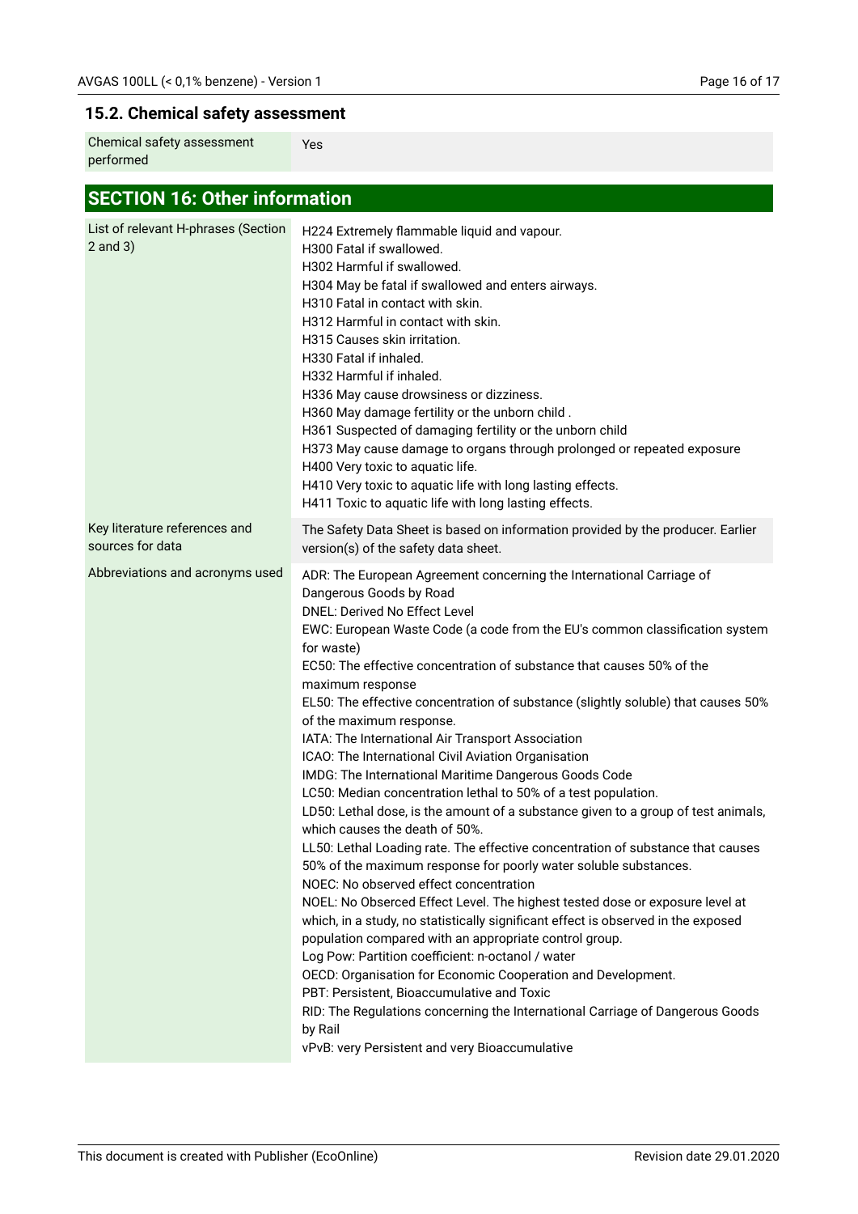### 15.2. Chemical safety assessment

| | |
|---|---|
| Chemical safety assessment performed | Yes |

## SECTION 16: Other information

| | |
|---|---|
| List of relevant H-phrases (Section 2 and 3) | H224 Extremely flammable liquid and vapour.<br>H300 Fatal if swallowed.<br>H302 Harmful if swallowed.<br>H304 May be fatal if swallowed and enters airways.<br>H310 Fatal in contact with skin.<br>H312 Harmful in contact with skin.<br>H315 Causes skin irritation.<br>H330 Fatal if inhaled.<br>H332 Harmful if inhaled.<br>H336 May cause drowsiness or dizziness.<br>H360 May damage fertility or the unborn child .<br>H361 Suspected of damaging fertility or the unborn child<br>H373 May cause damage to organs through prolonged or repeated exposure<br>H400 Very toxic to aquatic life.<br>H410 Very toxic to aquatic life with long lasting effects.<br>H411 Toxic to aquatic life with long lasting effects. |
| Key literature references and sources for data | The Safety Data Sheet is based on information provided by the producer. Earlier version(s) of the safety data sheet. |
| Abbreviations and acronyms used | ADR: The European Agreement concerning the International Carriage of Dangerous Goods by Road<br>DNEL: Derived No Effect Level<br>EWC: European Waste Code (a code from the EU's common classification system for waste)<br>EC50: The effective concentration of substance that causes 50% of the maximum response<br>EL50: The effective concentration of substance (slightly soluble) that causes 50% of the maximum response.<br>IATA: The International Air Transport Association<br>ICAO: The International Civil Aviation Organisation<br>IMDG: The International Maritime Dangerous Goods Code<br>LC50: Median concentration lethal to 50% of a test population.<br>LD50: Lethal dose, is the amount of a substance given to a group of test animals, which causes the death of 50%.<br>LL50: Lethal Loading rate. The effective concentration of substance that causes 50% of the maximum response for poorly water soluble substances.<br>NOEC: No observed effect concentration<br>NOEL: No Obserced Effect Level. The highest tested dose or exposure level at which, in a study, no statistically significant effect is observed in the exposed population compared with an appropriate control group.<br>Log Pow: Partition coefficient: n-octanol / water<br>OECD: Organisation for Economic Cooperation and Development.<br>PBT: Persistent, Bioaccumulative and Toxic<br>RID: The Regulations concerning the International Carriage of Dangerous Goods by Rail<br>vPvB: very Persistent and very Bioaccumulative |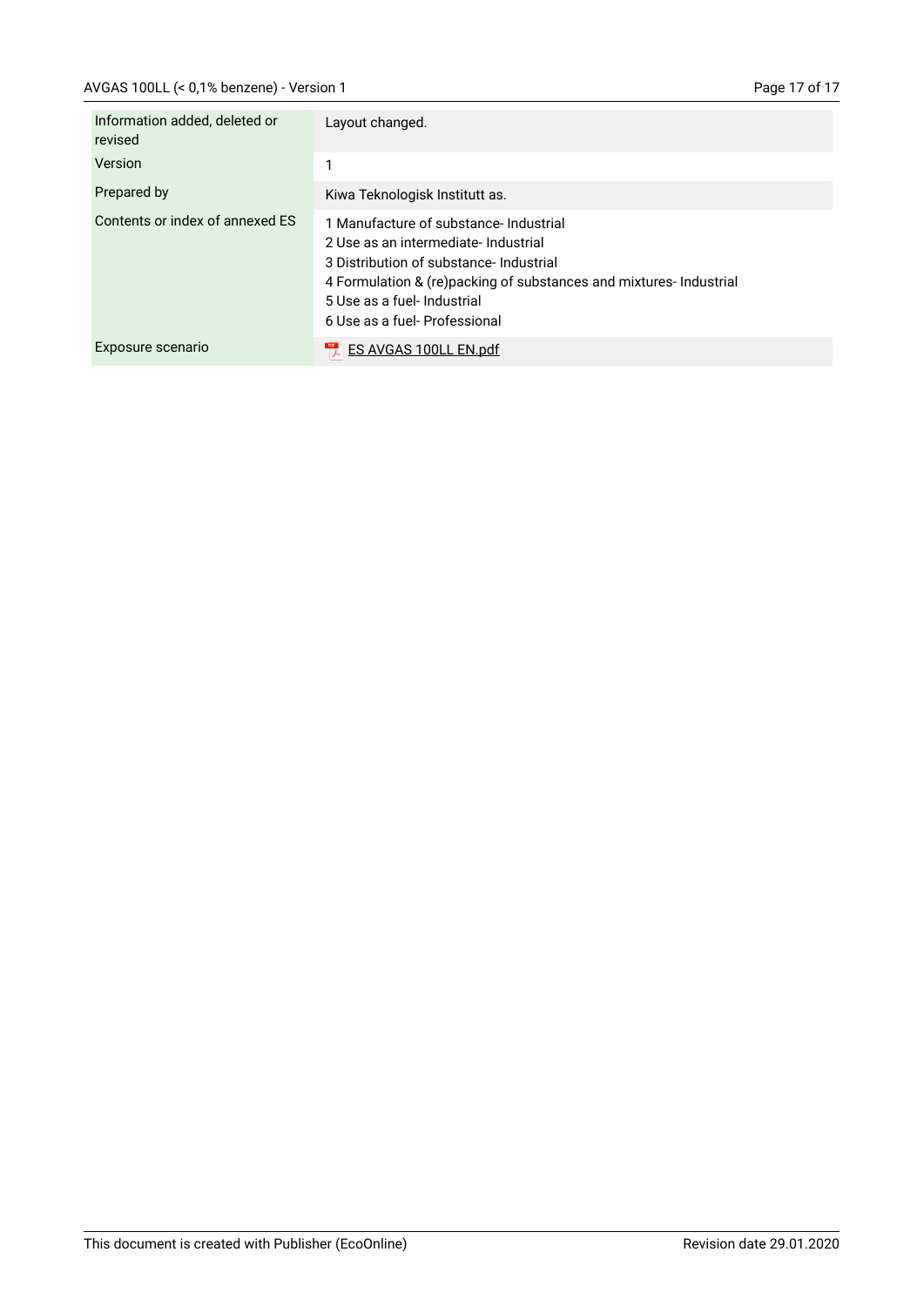| | |
|---|---|
| Information added, deleted or revised | Layout changed. |
| Version | 1 |
| Prepared by | Kiwa Teknologisk Institutt as. |
| Contents or index of annexed ES | 1 Manufacture of substance- Industrial<br>2 Use as an intermediate- Industrial<br>3 Distribution of substance- Industrial<br>4 Formulation & (re)packing of substances and mixtures- Industrial<br>5 Use as a fuel- Industrial<br>6 Use as a fuel- Professional |
| Exposure scenario | ES AVGAS 100LL EN.pdf |